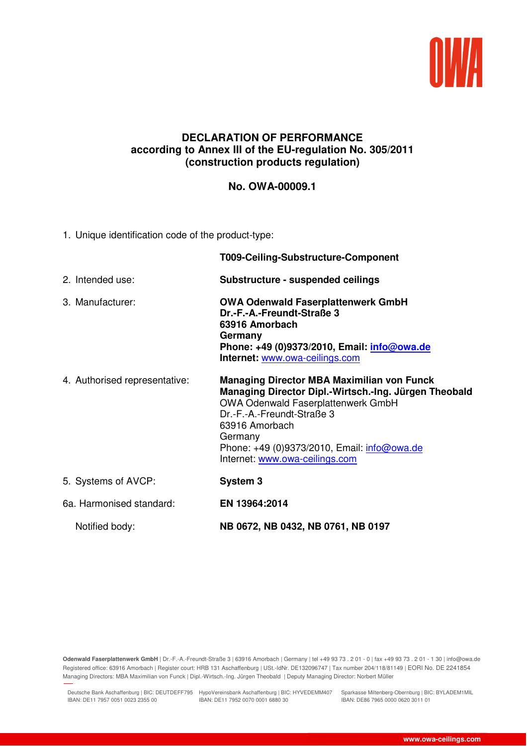# DECLARATION OF PERFORMANCE
## according to Annex III of the EU-regulation No. 305/2011 (construction products regulation)

## No. OWA-00009.1

1. Unique identification code of the product-type:

   **T009-Ceiling-Substructure-Component**

2. Intended use: **Substructure - suspended ceilings**

3. Manufacturer:
   **OWA Odenwald Faserplattenwerk GmbH**
   **Dr.-F.-A.-Freundt-Straße 3**
   **63916 Amorbach**
   **Germany**
   **Phone: +49 (0)9373/2010, Email: info@owa.de**
   **Internet:** www.owa-ceilings.com

4. Authorised representative:
   **Managing Director MBA Maximilian von Funck**
   **Managing Director Dipl.-Wirtsch.-Ing. Jürgen Theobald**
   OWA Odenwald Faserplattenwerk GmbH
   Dr.-F.-A.-Freundt-Straße 3
   63916 Amorbach
   Germany
   Phone: +49 (0)9373/2010, Email: info@owa.de
   Internet: www.owa-ceilings.com

5. Systems of AVCP: **System 3**

6a. Harmonised standard: **EN 13964:2014**

   Notified body: **NB 0672, NB 0432, NB 0761, NB 0197**

**Odenwald Faserplattenwerk GmbH** | Dr.-F.-A.-Freundt-Straße 3 | 63916 Amorbach | Germany | tel +49 93 73 . 2 01 - 0 | fax +49 93 73 . 2 01 - 1 30 | info@owa.de
Registered office: 63916 Amorbach | Register court: HRB 131 Aschaffenburg | USt.-IdNr. DE132096747 | Tax number 204/118/81149 | EORI No. DE 2241854
Managing Directors: MBA Maximilian von Funck | Dipl.-Wirtsch.-Ing. Jürgen Theobald | Deputy Managing Director: Norbert Müller

Deutsche Bank Aschaffenburg | BIC: DEUTDEFF795 | IBAN: DE11 7957 0051 0023 2355 00
HypoVereinsbank Aschaffenburg | BIC: HYVEDEMM407 | IBAN: DE11 7952 0070 0001 6880 30
Sparkasse Miltenberg-Obernburg | BIC: BYLADEM1MIL | IBAN: DE86 7965 0000 0620 3011 01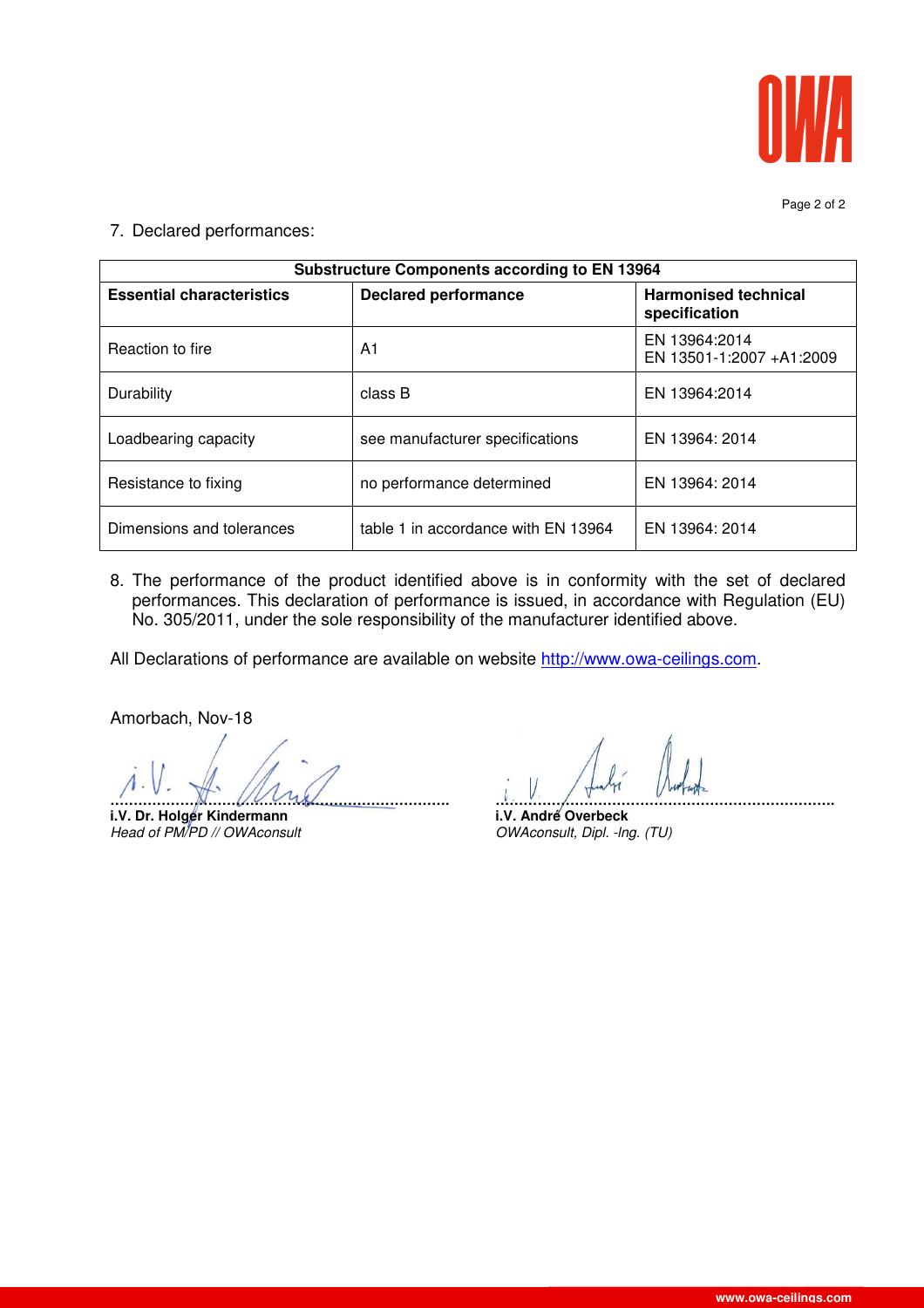7. Declared performances:

| Substructure Components according to EN 13964 | | |
|---|---|---|
| **Essential characteristics** | **Declared performance** | **Harmonised technical specification** |
| Reaction to fire | A1 | EN 13964:2014<br>EN 13501-1:2007 +A1:2009 |
| Durability | class B | EN 13964:2014 |
| Loadbearing capacity | see manufacturer specifications | EN 13964: 2014 |
| Resistance to fixing | no performance determined | EN 13964: 2014 |
| Dimensions and tolerances | table 1 in accordance with EN 13964 | EN 13964: 2014 |

8. The performance of the product identified above is in conformity with the set of declared performances. This declaration of performance is issued, in accordance with Regulation (EU) No. 305/2011, under the sole responsibility of the manufacturer identified above.

All Declarations of performance are available on website http://www.owa-ceilings.com.

Amorbach, Nov-18

**i.V. Dr. Holger Kindermann**
*Head of PM/PD // OWAconsult*

**i.V. André Overbeck**
*OWAconsult, Dipl. -Ing. (TU)*